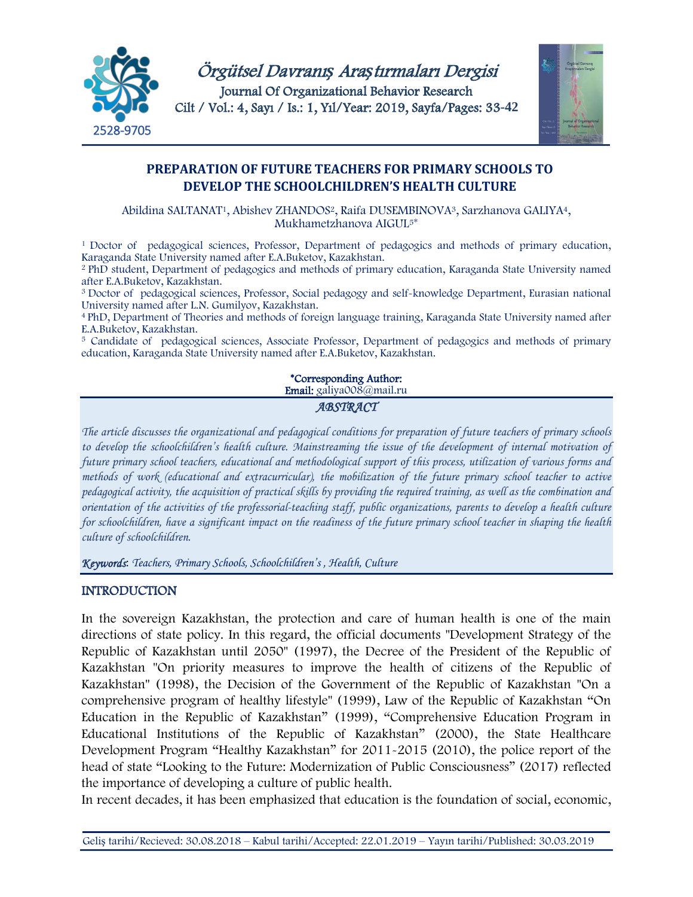# PREPARATION OF FUTURE TEACHERS FOR PRIMARY SCHOOLS TO DEVELOP THE SCHOOLCHILDREN'S HEALTH CULTURE

Abildina SALTANAT[1], Abishev ZHANDOS[2], Raifa DUSEMBINOVA[3], Sarzhanova GALIYA[4], Mukhametzhanova AIGUL[5]*

[1] Doctor of pedagogical sciences, Professor, Department of pedagogics and methods of primary education, Karaganda State University named after E.A.Buketov, Kazakhstan.
[2] PhD student, Department of pedagogics and methods of primary education, Karaganda State University named after E.A.Buketov, Kazakhstan.
[3] Doctor of pedagogical sciences, Professor, Social pedagogy and self-knowledge Department, Eurasian national University named after L.N. Gumilyov, Kazakhstan.
[4] PhD, Department of Theories and methods of foreign language training, Karaganda State University named after E.A.Buketov, Kazakhstan.
[5] Candidate of pedagogical sciences, Associate Professor, Department of pedagogics and methods of primary education, Karaganda State University named after E.A.Buketov, Kazakhstan.

**\*Corresponding Author:**
**Email:** galiya008@mail.ru

## ABSTRACT

*The article discusses the organizational and pedagogical conditions for preparation of future teachers of primary schools to develop the schoolchildren's health culture. Mainstreaming the issue of the development of internal motivation of future primary school teachers, educational and methodological support of this process, utilization of various forms and methods of work (educational and extracurricular), the mobilization of the future primary school teacher to active pedagogical activity, the acquisition of practical skills by providing the required training, as well as the combination and orientation of the activities of the professorial-teaching staff, public organizations, parents to develop a health culture for schoolchildren, have a significant impact on the readiness of the future primary school teacher in shaping the health culture of schoolchildren.*

***Keywords***: *Teachers, Primary Schools, Schoolchildren's , Health, Culture*

## INTRODUCTION

In the sovereign Kazakhstan, the protection and care of human health is one of the main directions of state policy. In this regard, the official documents "Development Strategy of the Republic of Kazakhstan until 2050" (1997), the Decree of the President of the Republic of Kazakhstan "On priority measures to improve the health of citizens of the Republic of Kazakhstan" (1998), the Decision of the Government of the Republic of Kazakhstan "On a comprehensive program of healthy lifestyle" (1999), Law of the Republic of Kazakhstan "On Education in the Republic of Kazakhstan" (1999), "Comprehensive Education Program in Educational Institutions of the Republic of Kazakhstan" (2000), the State Healthcare Development Program "Healthy Kazakhstan" for 2011-2015 (2010), the police report of the head of state "Looking to the Future: Modernization of Public Consciousness" (2017) reflected the importance of developing a culture of public health.

In recent decades, it has been emphasized that education is the foundation of social, economic,

Geliş tarihi/Recieved: 30.08.2018 – Kabul tarihi/Accepted: 22.01.2019 – Yayın tarihi/Published: 30.03.2019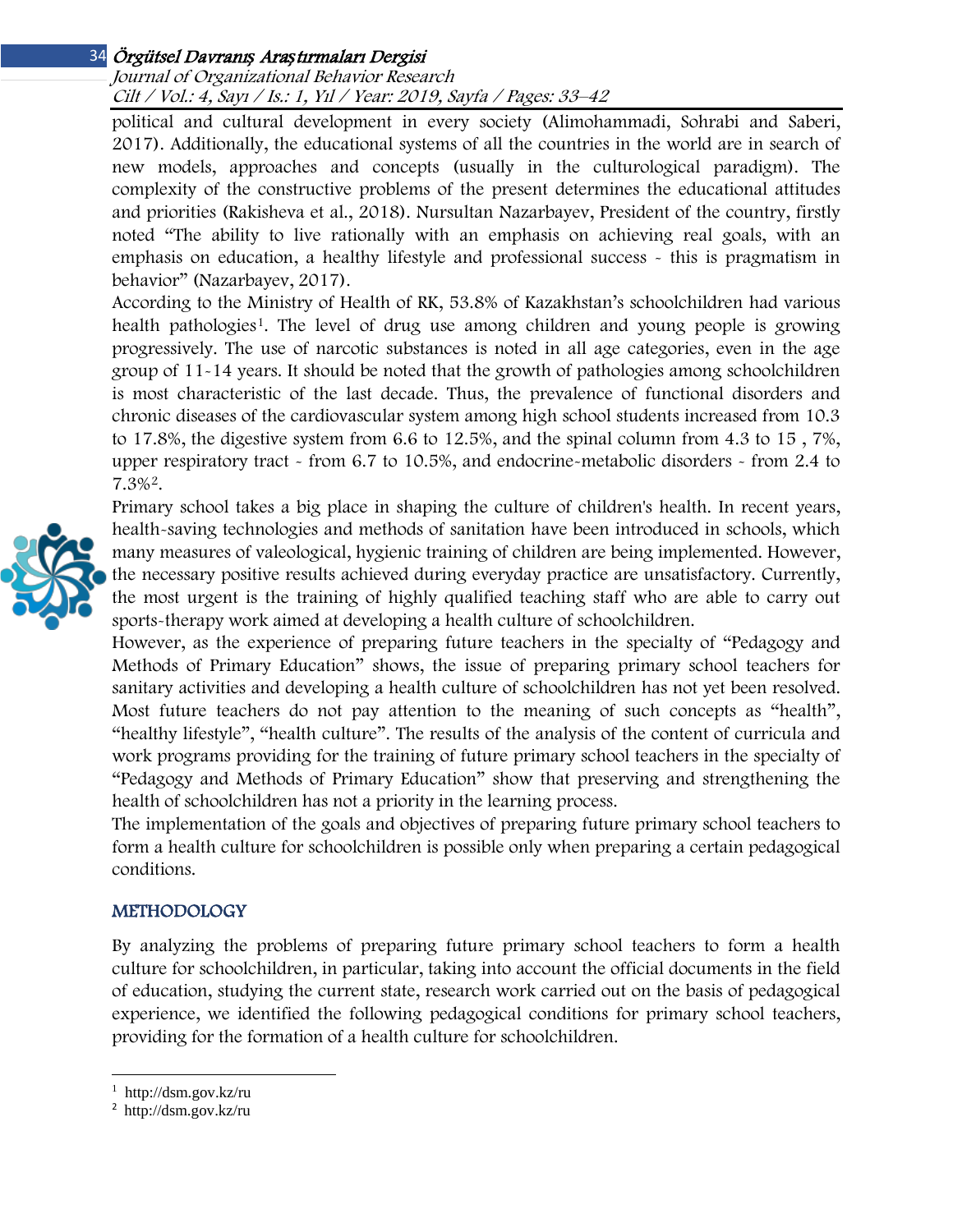political and cultural development in every society (Alimohammadi, Sohrabi and Saberi, 2017). Additionally, the educational systems of all the countries in the world are in search of new models, approaches and concepts (usually in the culturological paradigm). The complexity of the constructive problems of the present determines the educational attitudes and priorities (Rakisheva et al., 2018). Nursultan Nazarbayev, President of the country, firstly noted "The ability to live rationally with an emphasis on achieving real goals, with an emphasis on education, a healthy lifestyle and professional success - this is pragmatism in behavior" (Nazarbayev, 2017).

According to the Ministry of Health of RK, 53.8% of Kazakhstan's schoolchildren had various health pathologies[1]. The level of drug use among children and young people is growing progressively. The use of narcotic substances is noted in all age categories, even in the age group of 11-14 years. It should be noted that the growth of pathologies among schoolchildren is most characteristic of the last decade. Thus, the prevalence of functional disorders and chronic diseases of the cardiovascular system among high school students increased from 10.3 to 17.8%, the digestive system from 6.6 to 12.5%, and the spinal column from 4.3 to 15 , 7%, upper respiratory tract - from 6.7 to 10.5%, and endocrine-metabolic disorders - from 2.4 to 7.3%[2].

Primary school takes a big place in shaping the culture of children's health. In recent years, health-saving technologies and methods of sanitation have been introduced in schools, which many measures of valeological, hygienic training of children are being implemented. However, the necessary positive results achieved during everyday practice are unsatisfactory. Currently, the most urgent is the training of highly qualified teaching staff who are able to carry out sports-therapy work aimed at developing a health culture of schoolchildren.

However, as the experience of preparing future teachers in the specialty of "Pedagogy and Methods of Primary Education" shows, the issue of preparing primary school teachers for sanitary activities and developing a health culture of schoolchildren has not yet been resolved. Most future teachers do not pay attention to the meaning of such concepts as "health", "healthy lifestyle", "health culture". The results of the analysis of the content of curricula and work programs providing for the training of future primary school teachers in the specialty of "Pedagogy and Methods of Primary Education" show that preserving and strengthening the health of schoolchildren has not a priority in the learning process.

The implementation of the goals and objectives of preparing future primary school teachers to form a health culture for schoolchildren is possible only when preparing a certain pedagogical conditions.

## METHODOLOGY

By analyzing the problems of preparing future primary school teachers to form a health culture for schoolchildren, in particular, taking into account the official documents in the field of education, studying the current state, research work carried out on the basis of pedagogical experience, we identified the following pedagogical conditions for primary school teachers, providing for the formation of a health culture for schoolchildren.

---

[1] http://dsm.gov.kz/ru

[2] http://dsm.gov.kz/ru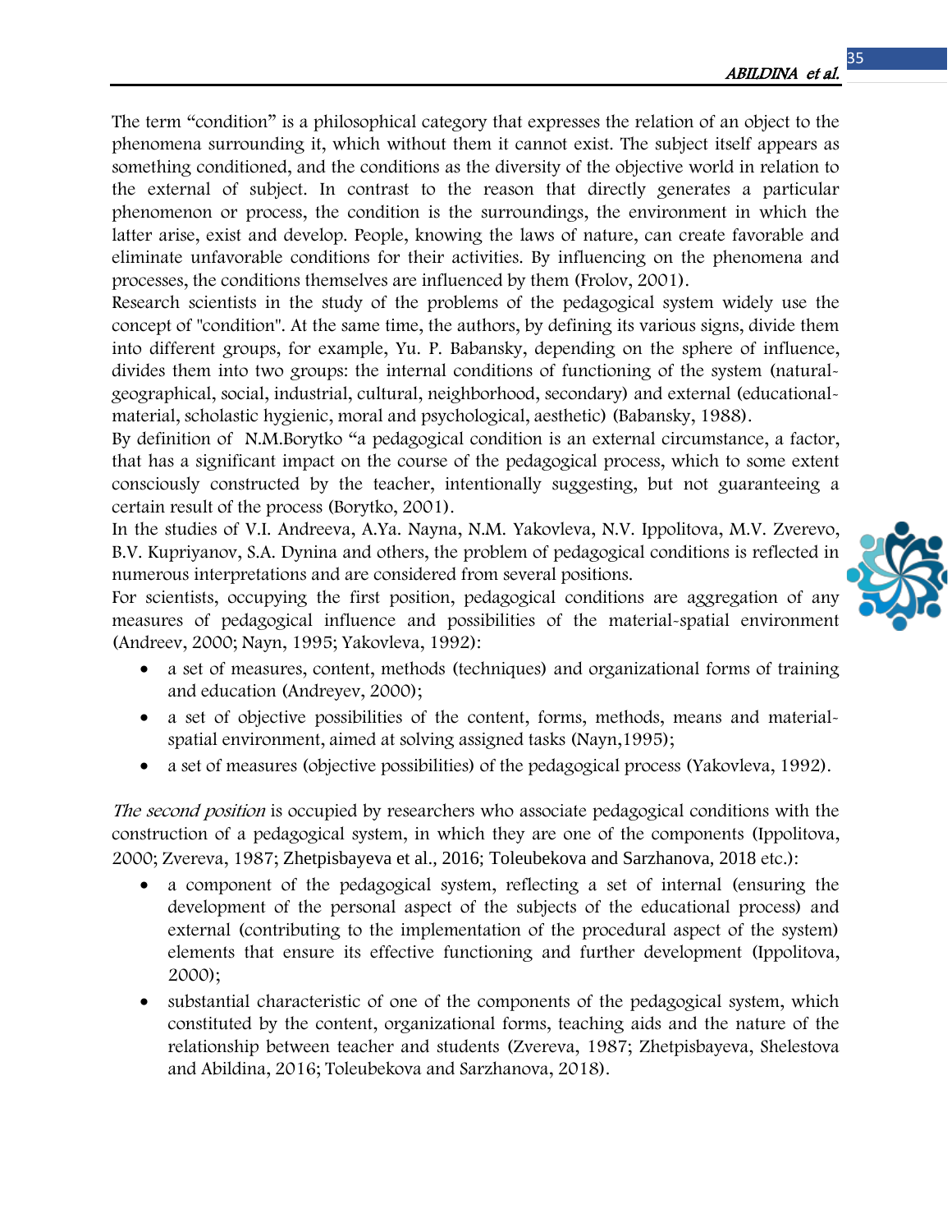The term “condition” is a philosophical category that expresses the relation of an object to the phenomena surrounding it, which without them it cannot exist. The subject itself appears as something conditioned, and the conditions as the diversity of the objective world in relation to the external of subject. In contrast to the reason that directly generates a particular phenomenon or process, the condition is the surroundings, the environment in which the latter arise, exist and develop. People, knowing the laws of nature, can create favorable and eliminate unfavorable conditions for their activities. By influencing on the phenomena and processes, the conditions themselves are influenced by them (Frolov, 2001).

Research scientists in the study of the problems of the pedagogical system widely use the concept of "condition". At the same time, the authors, by defining its various signs, divide them into different groups, for example, Yu. P. Babansky, depending on the sphere of influence, divides them into two groups: the internal conditions of functioning of the system (natural-geographical, social, industrial, cultural, neighborhood, secondary) and external (educational-material, scholastic hygienic, moral and psychological, aesthetic) (Babansky, 1988).

By definition of N.M.Borytko “a pedagogical condition is an external circumstance, a factor, that has a significant impact on the course of the pedagogical process, which to some extent consciously constructed by the teacher, intentionally suggesting, but not guaranteeing a certain result of the process (Borytko, 2001).

In the studies of V.I. Andreeva, A.Ya. Nayna, N.M. Yakovleva, N.V. Ippolitova, M.V. Zverevo, B.V. Kupriyanov, S.A. Dynina and others, the problem of pedagogical conditions is reflected in numerous interpretations and are considered from several positions.

For scientists, occupying the first position, pedagogical conditions are aggregation of any measures of pedagogical influence and possibilities of the material-spatial environment (Andreev, 2000; Nayn, 1995; Yakovleva, 1992):

- a set of measures, content, methods (techniques) and organizational forms of training and education (Andreyev, 2000);
- a set of objective possibilities of the content, forms, methods, means and material-spatial environment, aimed at solving assigned tasks (Nayn,1995);
- a set of measures (objective possibilities) of the pedagogical process (Yakovleva, 1992).

*The second position* is occupied by researchers who associate pedagogical conditions with the construction of a pedagogical system, in which they are one of the components (Ippolitova, 2000; Zvereva, 1987; Zhetpisbayeva et al., 2016; Toleubekova and Sarzhanova, 2018 etc.):

- a component of the pedagogical system, reflecting a set of internal (ensuring the development of the personal aspect of the subjects of the educational process) and external (contributing to the implementation of the procedural aspect of the system) elements that ensure its effective functioning and further development (Ippolitova, 2000);
- substantial characteristic of one of the components of the pedagogical system, which constituted by the content, organizational forms, teaching aids and the nature of the relationship between teacher and students (Zvereva, 1987; Zhetpisbayeva, Shelestova and Abildina, 2016; Toleubekova and Sarzhanova, 2018).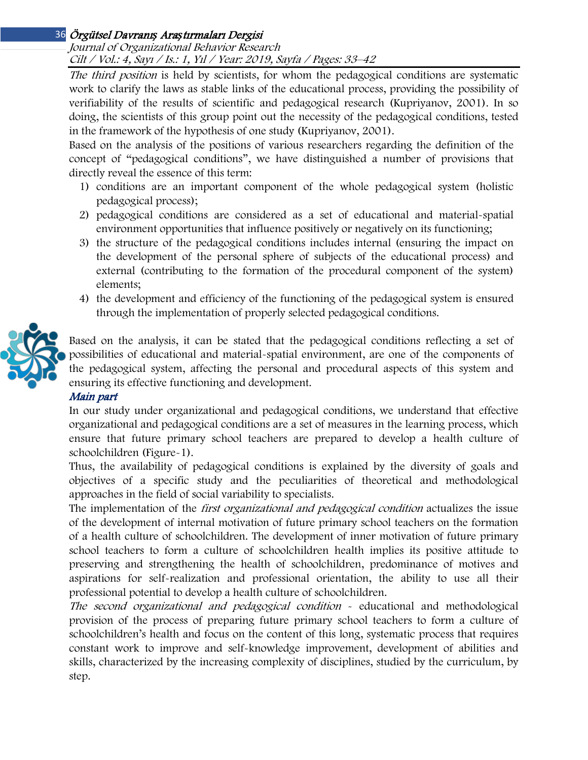*The third position* is held by scientists, for whom the pedagogical conditions are systematic work to clarify the laws as stable links of the educational process, providing the possibility of verifiability of the results of scientific and pedagogical research (Kupriyanov, 2001). In so doing, the scientists of this group point out the necessity of the pedagogical conditions, tested in the framework of the hypothesis of one study (Kupriyanov, 2001).

Based on the analysis of the positions of various researchers regarding the definition of the concept of "pedagogical conditions", we have distinguished a number of provisions that directly reveal the essence of this term:

1) conditions are an important component of the whole pedagogical system (holistic pedagogical process);
2) pedagogical conditions are considered as a set of educational and material-spatial environment opportunities that influence positively or negatively on its functioning;
3) the structure of the pedagogical conditions includes internal (ensuring the impact on the development of the personal sphere of subjects of the educational process) and external (contributing to the formation of the procedural component of the system) elements;
4) the development and efficiency of the functioning of the pedagogical system is ensured through the implementation of properly selected pedagogical conditions.

Based on the analysis, it can be stated that the pedagogical conditions reflecting a set of possibilities of educational and material-spatial environment, are one of the components of the pedagogical system, affecting the personal and procedural aspects of this system and ensuring its effective functioning and development.

### *Main part*

In our study under organizational and pedagogical conditions, we understand that effective organizational and pedagogical conditions are a set of measures in the learning process, which ensure that future primary school teachers are prepared to develop a health culture of schoolchildren (Figure-1).

Thus, the availability of pedagogical conditions is explained by the diversity of goals and objectives of a specific study and the peculiarities of theoretical and methodological approaches in the field of social variability to specialists.

The implementation of the *first organizational and pedagogical condition* actualizes the issue of the development of internal motivation of future primary school teachers on the formation of a health culture of schoolchildren. The development of inner motivation of future primary school teachers to form a culture of schoolchildren health implies its positive attitude to preserving and strengthening the health of schoolchildren, predominance of motives and aspirations for self-realization and professional orientation, the ability to use all their professional potential to develop a health culture of schoolchildren.

*The second organizational and pedagogical condition* - educational and methodological provision of the process of preparing future primary school teachers to form a culture of schoolchildren's health and focus on the content of this long, systematic process that requires constant work to improve and self-knowledge improvement, development of abilities and skills, characterized by the increasing complexity of disciplines, studied by the curriculum, by step.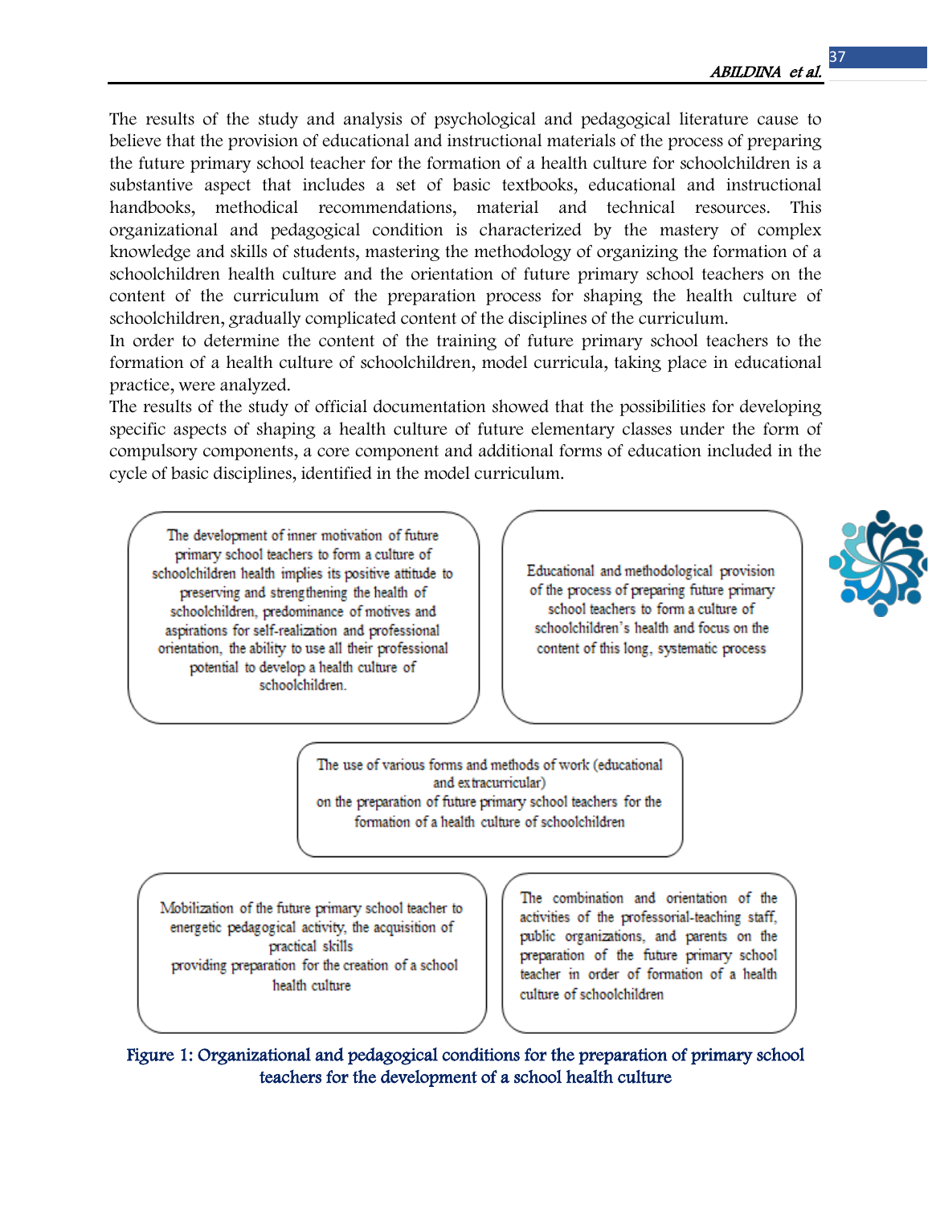The results of the study and analysis of psychological and pedagogical literature cause to believe that the provision of educational and instructional materials of the process of preparing the future primary school teacher for the formation of a health culture for schoolchildren is a substantive aspect that includes a set of basic textbooks, educational and instructional handbooks, methodical recommendations, material and technical resources. This organizational and pedagogical condition is characterized by the mastery of complex knowledge and skills of students, mastering the methodology of organizing the formation of a schoolchildren health culture and the orientation of future primary school teachers on the content of the curriculum of the preparation process for shaping the health culture of schoolchildren, gradually complicated content of the disciplines of the curriculum.

In order to determine the content of the training of future primary school teachers to the formation of a health culture of schoolchildren, model curricula, taking place in educational practice, were analyzed.

The results of the study of official documentation showed that the possibilities for developing specific aspects of shaping a health culture of future elementary classes under the form of compulsory components, a core component and additional forms of education included in the cycle of basic disciplines, identified in the model curriculum.

The development of inner motivation of future primary school teachers to form a culture of schoolchildren health implies its positive attitude to preserving and strengthening the health of schoolchildren, predominance of motives and aspirations for self-realization and professional orientation, the ability to use all their professional potential to develop a health culture of schoolchildren.

Educational and methodological provision of the process of preparing future primary school teachers to form a culture of schoolchildren's health and focus on the content of this long, systematic process

The use of various forms and methods of work (educational and extracurricular) on the preparation of future primary school teachers for the formation of a health culture of schoolchildren

Mobilization of the future primary school teacher to energetic pedagogical activity, the acquisition of practical skills providing preparation for the creation of a school health culture

The combination and orientation of the activities of the professorial-teaching staff, public organizations, and parents on the preparation of the future primary school teacher in order of formation of a health culture of schoolchildren

**Figure 1: Organizational and pedagogical conditions for the preparation of primary school teachers for the development of a school health culture**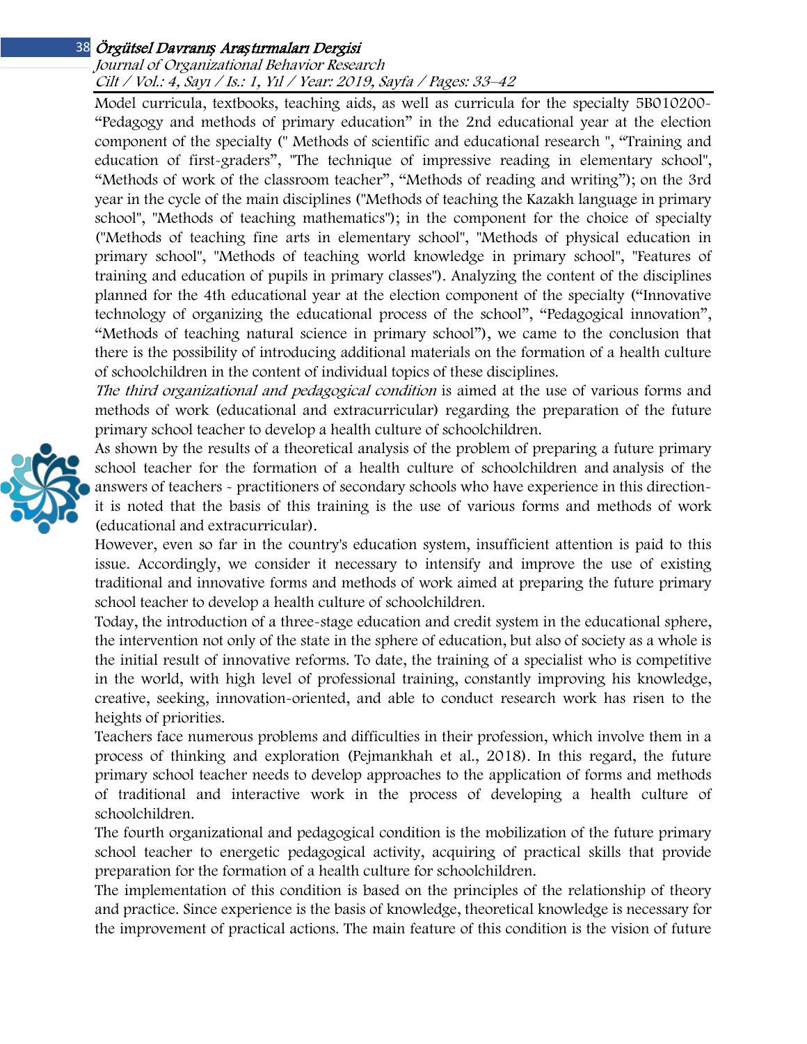Model curricula, textbooks, teaching aids, as well as curricula for the specialty 5B010200- "Pedagogy and methods of primary education" in the 2nd educational year at the election component of the specialty (" Methods of scientific and educational research ", "Training and education of first-graders", "The technique of impressive reading in elementary school", "Methods of work of the classroom teacher", "Methods of reading and writing"); on the 3rd year in the cycle of the main disciplines ("Methods of teaching the Kazakh language in primary school", "Methods of teaching mathematics"); in the component for the choice of specialty ("Methods of teaching fine arts in elementary school", "Methods of physical education in primary school", "Methods of teaching world knowledge in primary school", "Features of training and education of pupils in primary classes"). Analyzing the content of the disciplines planned for the 4th educational year at the election component of the specialty ("Innovative technology of organizing the educational process of the school", "Pedagogical innovation", "Methods of teaching natural science in primary school"), we came to the conclusion that there is the possibility of introducing additional materials on the formation of a health culture of schoolchildren in the content of individual topics of these disciplines.

*The third organizational and pedagogical condition* is aimed at the use of various forms and methods of work (educational and extracurricular) regarding the preparation of the future primary school teacher to develop a health culture of schoolchildren.

As shown by the results of a theoretical analysis of the problem of preparing a future primary school teacher for the formation of a health culture of schoolchildren and analysis of the answers of teachers - practitioners of secondary schools who have experience in this direction-it is noted that the basis of this training is the use of various forms and methods of work (educational and extracurricular).

However, even so far in the country's education system, insufficient attention is paid to this issue. Accordingly, we consider it necessary to intensify and improve the use of existing traditional and innovative forms and methods of work aimed at preparing the future primary school teacher to develop a health culture of schoolchildren.

Today, the introduction of a three-stage education and credit system in the educational sphere, the intervention not only of the state in the sphere of education, but also of society as a whole is the initial result of innovative reforms. To date, the training of a specialist who is competitive in the world, with high level of professional training, constantly improving his knowledge, creative, seeking, innovation-oriented, and able to conduct research work has risen to the heights of priorities.

Teachers face numerous problems and difficulties in their profession, which involve them in a process of thinking and exploration (Pejmankhah et al., 2018). In this regard, the future primary school teacher needs to develop approaches to the application of forms and methods of traditional and interactive work in the process of developing a health culture of schoolchildren.

The fourth organizational and pedagogical condition is the mobilization of the future primary school teacher to energetic pedagogical activity, acquiring of practical skills that provide preparation for the formation of a health culture for schoolchildren.

The implementation of this condition is based on the principles of the relationship of theory and practice. Since experience is the basis of knowledge, theoretical knowledge is necessary for the improvement of practical actions. The main feature of this condition is the vision of future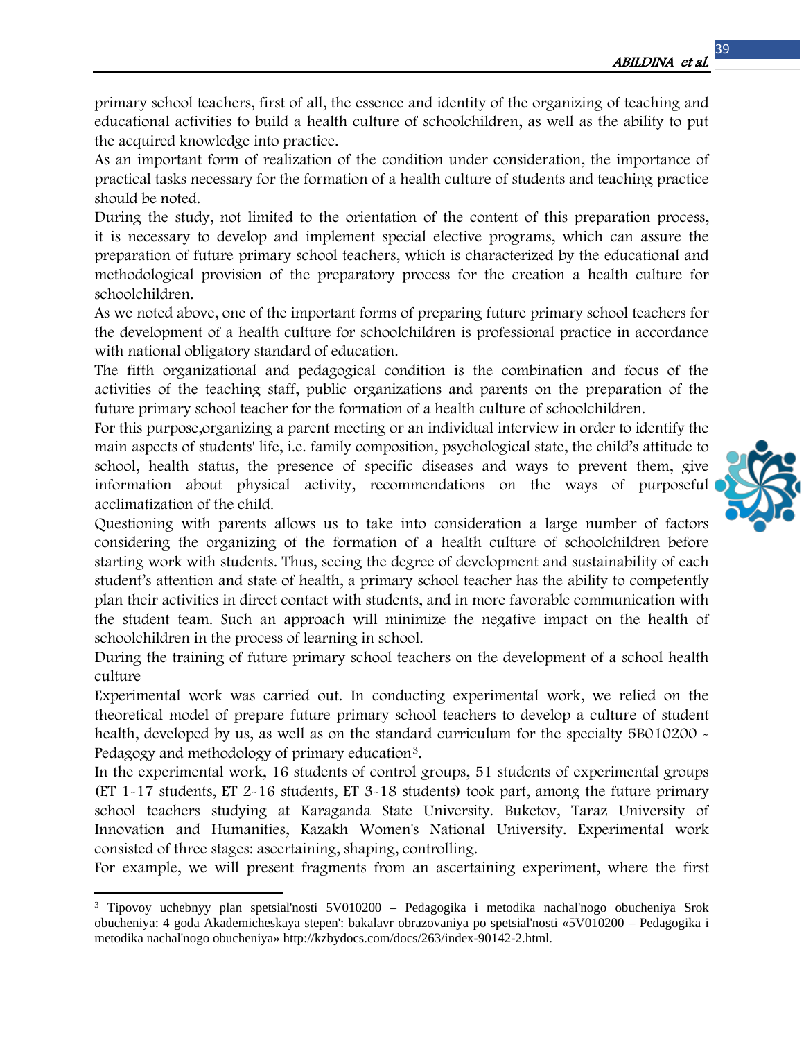primary school teachers, first of all, the essence and identity of the organizing of teaching and educational activities to build a health culture of schoolchildren, as well as the ability to put the acquired knowledge into practice.

As an important form of realization of the condition under consideration, the importance of practical tasks necessary for the formation of a health culture of students and teaching practice should be noted.

During the study, not limited to the orientation of the content of this preparation process, it is necessary to develop and implement special elective programs, which can assure the preparation of future primary school teachers, which is characterized by the educational and methodological provision of the preparatory process for the creation a health culture for schoolchildren.

As we noted above, one of the important forms of preparing future primary school teachers for the development of a health culture for schoolchildren is professional practice in accordance with national obligatory standard of education.

The fifth organizational and pedagogical condition is the combination and focus of the activities of the teaching staff, public organizations and parents on the preparation of the future primary school teacher for the formation of a health culture of schoolchildren.

For this purpose,organizing a parent meeting or an individual interview in order to identify the main aspects of students' life, i.e. family composition, psychological state, the child's attitude to school, health status, the presence of specific diseases and ways to prevent them, give information about physical activity, recommendations on the ways of purposeful acclimatization of the child.

Questioning with parents allows us to take into consideration a large number of factors considering the organizing of the formation of a health culture of schoolchildren before starting work with students. Thus, seeing the degree of development and sustainability of each student's attention and state of health, a primary school teacher has the ability to competently plan their activities in direct contact with students, and in more favorable communication with the student team. Such an approach will minimize the negative impact on the health of schoolchildren in the process of learning in school.

During the training of future primary school teachers on the development of a school health culture

Experimental work was carried out. In conducting experimental work, we relied on the theoretical model of prepare future primary school teachers to develop a culture of student health, developed by us, as well as on the standard curriculum for the specialty 5B010200 - Pedagogy and methodology of primary education[3].

In the experimental work, 16 students of control groups, 51 students of experimental groups (ET 1-17 students, ET 2-16 students, ET 3-18 students) took part, among the future primary school teachers studying at Karaganda State University. Buketov, Taraz University of Innovation and Humanities, Kazakh Women's National University. Experimental work consisted of three stages: ascertaining, shaping, controlling.

For example, we will present fragments from an ascertaining experiment, where the first

---

[3] Tipovoy uchebnyy plan spetsial'nosti 5V010200 – Pedagogika i metodika nachal'nogo obucheniya Srok obucheniya: 4 goda Akademicheskaya stepen': bakalavr obrazovaniya po spetsial'nosti «5V010200 – Pedagogika i metodika nachal'nogo obucheniya» http://kzbydocs.com/docs/263/index-90142-2.html.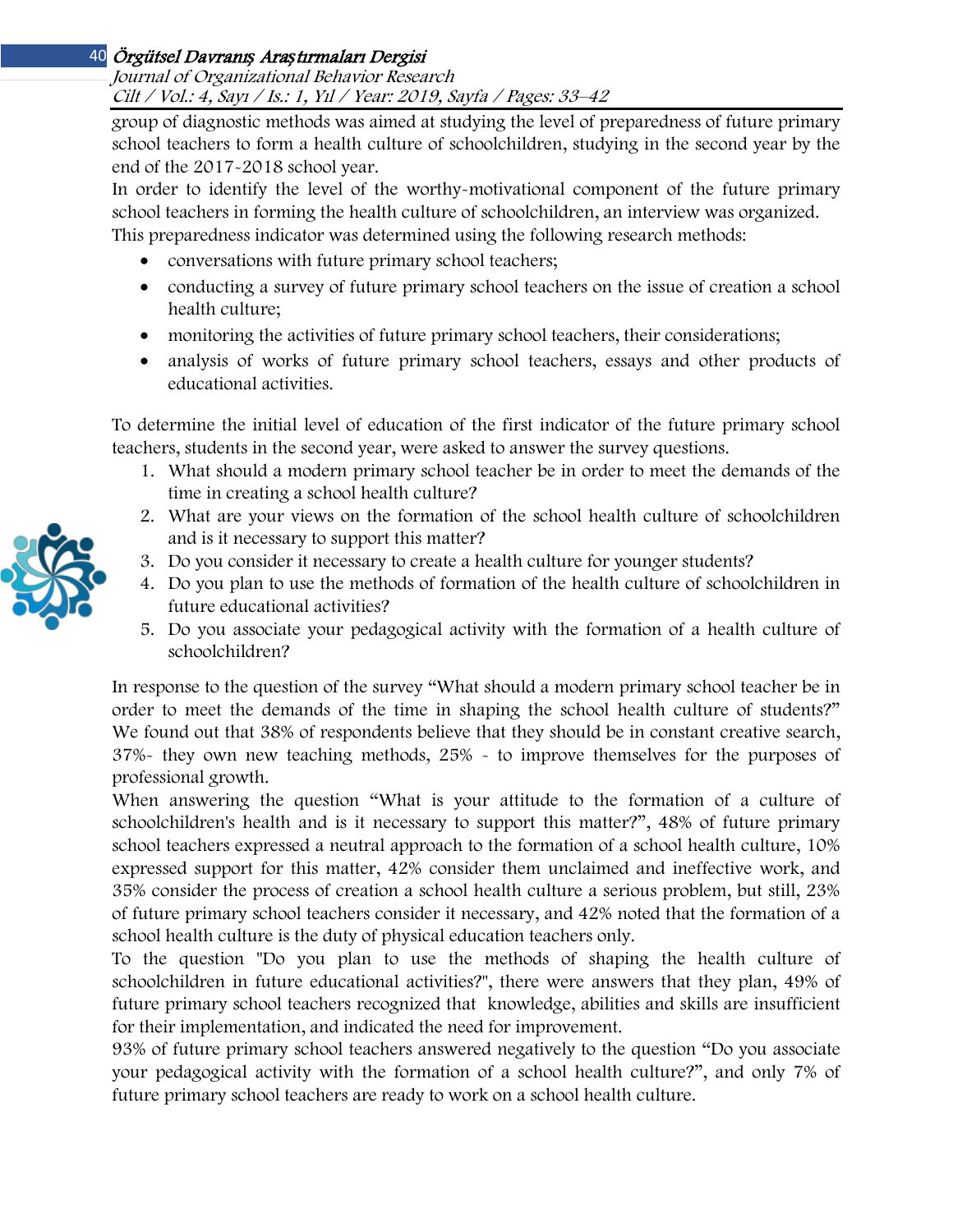group of diagnostic methods was aimed at studying the level of preparedness of future primary school teachers to form a health culture of schoolchildren, studying in the second year by the end of the 2017-2018 school year.

In order to identify the level of the worthy-motivational component of the future primary school teachers in forming the health culture of schoolchildren, an interview was organized.

This preparedness indicator was determined using the following research methods:

- conversations with future primary school teachers;
- conducting a survey of future primary school teachers on the issue of creation a school health culture;
- monitoring the activities of future primary school teachers, their considerations;
- analysis of works of future primary school teachers, essays and other products of educational activities.

To determine the initial level of education of the first indicator of the future primary school teachers, students in the second year, were asked to answer the survey questions.

1. What should a modern primary school teacher be in order to meet the demands of the time in creating a school health culture?
2. What are your views on the formation of the school health culture of schoolchildren and is it necessary to support this matter?
3. Do you consider it necessary to create a health culture for younger students?
4. Do you plan to use the methods of formation of the health culture of schoolchildren in future educational activities?
5. Do you associate your pedagogical activity with the formation of a health culture of schoolchildren?

In response to the question of the survey "What should a modern primary school teacher be in order to meet the demands of the time in shaping the school health culture of students?" We found out that 38% of respondents believe that they should be in constant creative search, 37%- they own new teaching methods, 25% - to improve themselves for the purposes of professional growth.

When answering the question "What is your attitude to the formation of a culture of schoolchildren's health and is it necessary to support this matter?", 48% of future primary school teachers expressed a neutral approach to the formation of a school health culture, 10% expressed support for this matter, 42% consider them unclaimed and ineffective work, and 35% consider the process of creation a school health culture a serious problem, but still, 23% of future primary school teachers consider it necessary, and 42% noted that the formation of a school health culture is the duty of physical education teachers only.

To the question "Do you plan to use the methods of shaping the health culture of schoolchildren in future educational activities?", there were answers that they plan, 49% of future primary school teachers recognized that knowledge, abilities and skills are insufficient for their implementation, and indicated the need for improvement.

93% of future primary school teachers answered negatively to the question "Do you associate your pedagogical activity with the formation of a school health culture?", and only 7% of future primary school teachers are ready to work on a school health culture.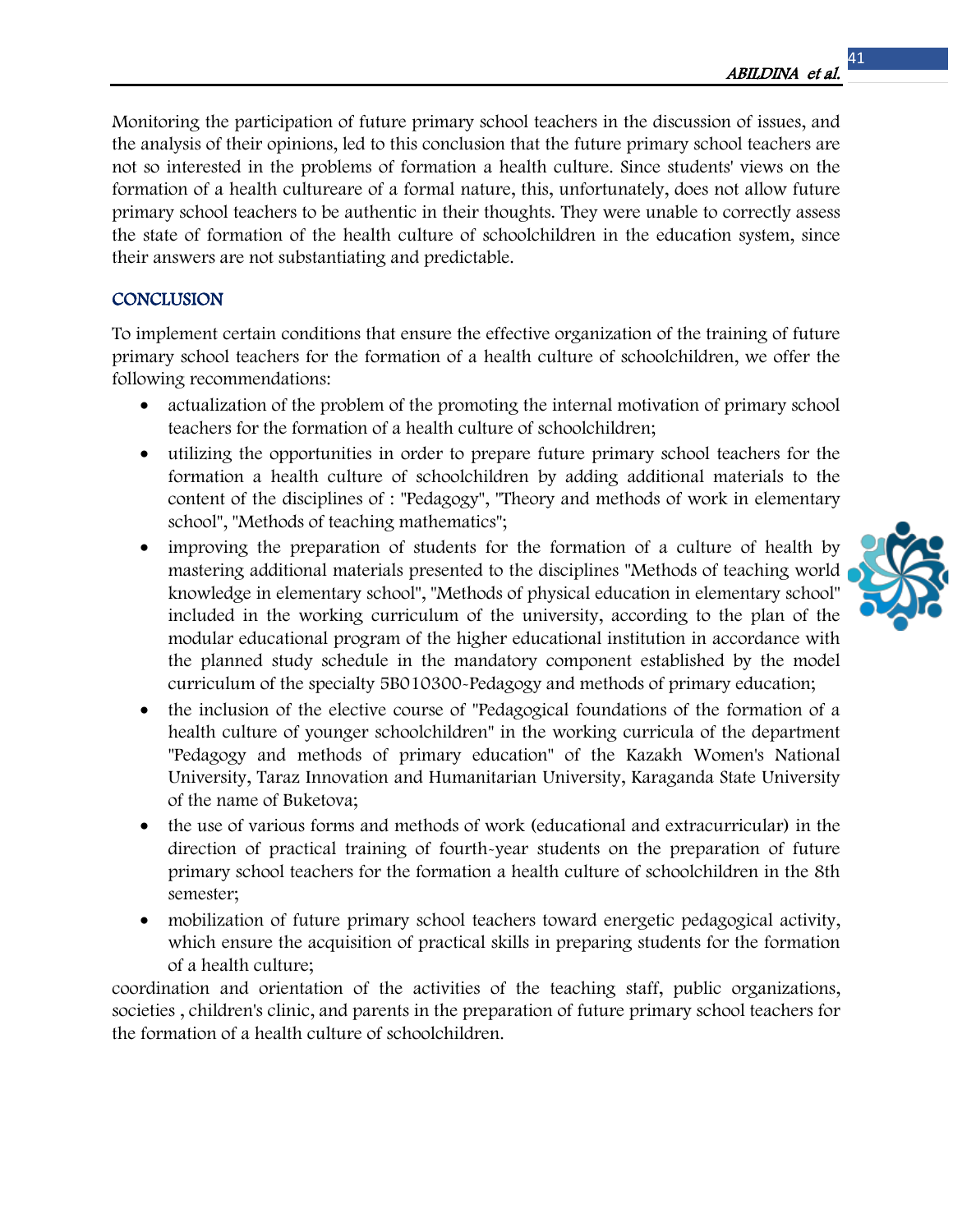Monitoring the participation of future primary school teachers in the discussion of issues, and the analysis of their opinions, led to this conclusion that the future primary school teachers are not so interested in the problems of formation a health culture. Since students' views on the formation of a health cultureare of a formal nature, this, unfortunately, does not allow future primary school teachers to be authentic in their thoughts. They were unable to correctly assess the state of formation of the health culture of schoolchildren in the education system, since their answers are not substantiating and predictable.

## CONCLUSION

To implement certain conditions that ensure the effective organization of the training of future primary school teachers for the formation of a health culture of schoolchildren, we offer the following recommendations:

- actualization of the problem of the promoting the internal motivation of primary school teachers for the formation of a health culture of schoolchildren;
- utilizing the opportunities in order to prepare future primary school teachers for the formation a health culture of schoolchildren by adding additional materials to the content of the disciplines of : "Pedagogy", "Theory and methods of work in elementary school", "Methods of teaching mathematics";
- improving the preparation of students for the formation of a culture of health by mastering additional materials presented to the disciplines "Methods of teaching world knowledge in elementary school", "Methods of physical education in elementary school" included in the working curriculum of the university, according to the plan of the modular educational program of the higher educational institution in accordance with the planned study schedule in the mandatory component established by the model curriculum of the specialty 5B010300-Pedagogy and methods of primary education;
- the inclusion of the elective course of "Pedagogical foundations of the formation of a health culture of younger schoolchildren" in the working curricula of the department "Pedagogy and methods of primary education" of the Kazakh Women's National University, Taraz Innovation and Humanitarian University, Karaganda State University of the name of Buketova;
- the use of various forms and methods of work (educational and extracurricular) in the direction of practical training of fourth-year students on the preparation of future primary school teachers for the formation a health culture of schoolchildren in the 8th semester;
- mobilization of future primary school teachers toward energetic pedagogical activity, which ensure the acquisition of practical skills in preparing students for the formation of a health culture;

coordination and orientation of the activities of the teaching staff, public organizations, societies , children's clinic, and parents in the preparation of future primary school teachers for the formation of a health culture of schoolchildren.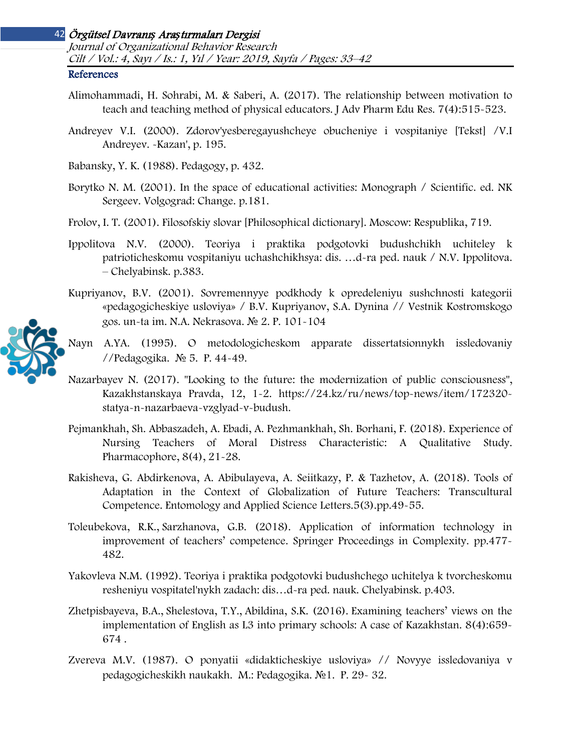## References

Alimohammadi, H. Sohrabi, M. & Saberi, A. (2017). The relationship between motivation to teach and teaching method of physical educators. J Adv Pharm Edu Res. 7(4):515-523.

Andreyev V.I. (2000). Zdorov'yesberegayushcheye obucheniye i vospitaniye [Tekst] /V.I Andreyev. -Kazan', p. 195.

Babansky, Y. K. (1988). Pedagogy, p. 432.

Borytko N. M. (2001). In the space of educational activities: Monograph / Scientific. ed. NK Sergeev. Volgograd: Change. p.181.

Frolov, I. T. (2001). Filosofskiy slovar [Philosophical dictionary]. Moscow: Respublika, 719.

Ippolitova N.V. (2000). Teoriya i praktika podgotovki budushchikh uchiteley k patrioticheskomu vospitaniyu uchashchikhsya: dis. …d-ra ped. nauk / N.V. Ippolitova. – Chelyabinsk. p.383.

Kupriyanov, B.V. (2001). Sovremennyye podkhody k opredeleniyu sushchnosti kategorii «pedagogicheskiye usloviya» / B.V. Kupriyanov, S.A. Dynina // Vestnik Kostromskogo gos. un-ta im. N.A. Nekrasova. № 2. P. 101-104

Nayn A.YA. (1995). O metodologicheskom apparate dissertatsionnykh issledovaniy //Pedagogika. № 5. P. 44-49.

Nazarbayev N. (2017). "Looking to the future: the modernization of public consciousness", Kazakhstanskaya Pravda, 12, 1-2. https://24.kz/ru/news/top-news/item/172320-statya-n-nazarbaeva-vzglyad-v-budush.

Pejmankhah, Sh. Abbaszadeh, A. Ebadi, A. Pezhmankhah, Sh. Borhani, F. (2018). Experience of Nursing Teachers of Moral Distress Characteristic: A Qualitative Study. Pharmacophore, 8(4), 21-28.

Rakisheva, G. Abdirkenova, A. Abibulayeva, A. Seiitkazy, P. & Tazhetov, A. (2018). Tools of Adaptation in the Context of Globalization of Future Teachers: Transcultural Competence. Entomology and Applied Science Letters.5(3).pp.49-55.

Toleubekova, R.K., Sarzhanova, G.B. (2018). Application of information technology in improvement of teachers' competence. Springer Proceedings in Complexity. pp.477-482.

Yakovleva N.M. (1992). Teoriya i praktika podgotovki budushchego uchitelya k tvorcheskomu resheniyu vospitatel'nykh zadach: dis…d-ra ped. nauk. Chelyabinsk. p.403.

Zhetpisbayeva, B.A., Shelestova, T.Y., Abildina, S.K. (2016). Examining teachers' views on the implementation of English as L3 into primary schools: A case of Kazakhstan. 8(4):659-674 .

Zvereva M.V. (1987). O ponyatii «didakticheskiye usloviya» // Novyye issledovaniya v pedagogicheskikh naukakh. M.: Pedagogika. №1. P. 29- 32.